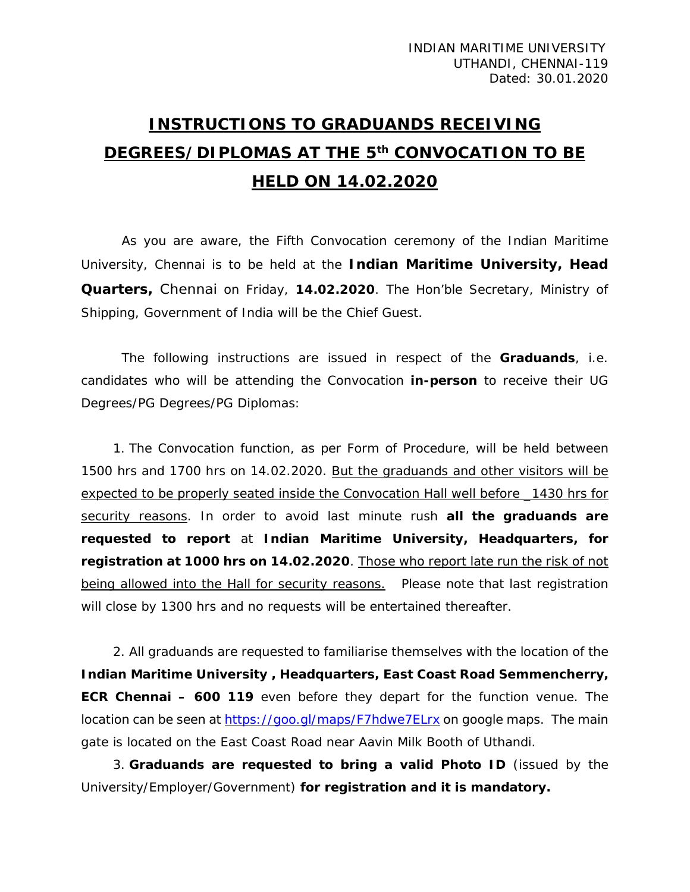INDIAN MARITIME UNIVERSITY
UTHANDI, CHENNAI-119
Dated: 30.01.2020

# INSTRUCTIONS TO GRADUANDS RECEIVING DEGREES/DIPLOMAS AT THE 5th CONVOCATION TO BE HELD ON 14.02.2020

As you are aware, the Fifth Convocation ceremony of the Indian Maritime University, Chennai is to be held at the **Indian Maritime University, Head Quarters,** Chennai on Friday, **14.02.2020**. The Hon'ble Secretary, Ministry of Shipping, Government of India will be the Chief Guest.

The following instructions are issued in respect of the **Graduands**, i.e. candidates who will be attending the Convocation **in-person** to receive their UG Degrees/PG Degrees/PG Diplomas:

1. The Convocation function, as per Form of Procedure, will be held between 1500 hrs and 1700 hrs on 14.02.2020. But the graduands and other visitors will be expected to be properly seated inside the Convocation Hall well before _1430 hrs for security reasons. In order to avoid last minute rush **all the graduands are requested to report** at **Indian Maritime University, Headquarters, for registration at 1000 hrs on 14.02.2020**. Those who report late run the risk of not being allowed into the Hall for security reasons. Please note that last registration will close by 1300 hrs and no requests will be entertained thereafter.

2. All graduands are requested to familiarise themselves with the location of the **Indian Maritime University , Headquarters, East Coast Road Semmencherry, ECR Chennai – 600 119** even before they depart for the function venue. The location can be seen at https://goo.gl/maps/F7hdwe7ELrx on google maps. The main gate is located on the East Coast Road near Aavin Milk Booth of Uthandi.

3. **Graduands are requested to bring a valid Photo ID** (issued by the University/Employer/Government) **for registration and it is mandatory.**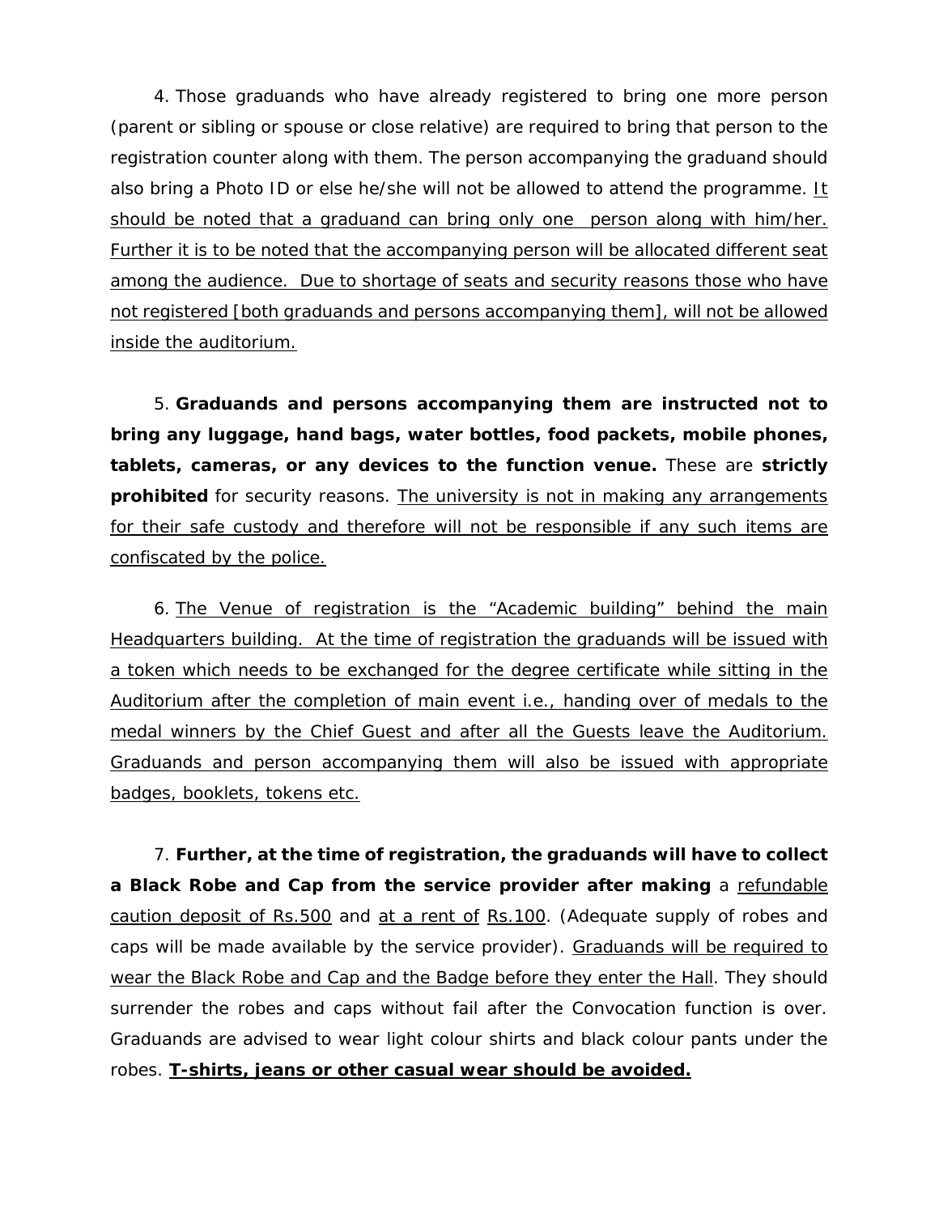4. Those graduands who have already registered to bring one more person (parent or sibling or spouse or close relative) are required to bring that person to the registration counter along with them. The person accompanying the graduand should also bring a Photo ID or else he/she will not be allowed to attend the programme. <u>It should be noted that a graduand can bring only one person along with him/her. Further it is to be noted that the accompanying person will be allocated different seat among the audience. Due to shortage of seats and security reasons those who have not registered [both graduands and persons accompanying them], will not be allowed inside the auditorium.</u>

5. **Graduands and persons accompanying them are instructed not to bring any luggage, hand bags, water bottles, food packets, mobile phones, tablets, cameras, or any devices to the function venue.** These are **strictly prohibited** for security reasons. <u>The university is not in making any arrangements for their safe custody and therefore will not be responsible if any such items are confiscated by the police.</u>

6. <u>The Venue of registration is the "Academic building" behind the main Headquarters building. At the time of registration the graduands will be issued with a token which needs to be exchanged for the degree certificate while sitting in the Auditorium after the completion of main event i.e., handing over of medals to the medal winners by the Chief Guest and after all the Guests leave the Auditorium. Graduands and person accompanying them will also be issued with appropriate badges, booklets, tokens etc.</u>

7. **Further, at the time of registration, the graduands will have to collect a Black Robe and Cap from the service provider after making** a <u>refundable caution deposit of Rs.500</u> and <u>at a rent of</u> <u>Rs.100</u>. (Adequate supply of robes and caps will be made available by the service provider). <u>Graduands will be required to wear the Black Robe and Cap and the Badge before they enter the Hall</u>. They should surrender the robes and caps without fail after the Convocation function is over. Graduands are advised to wear light colour shirts and black colour pants under the robes. **<u>T-shirts, jeans or other casual wear should be avoided.</u>**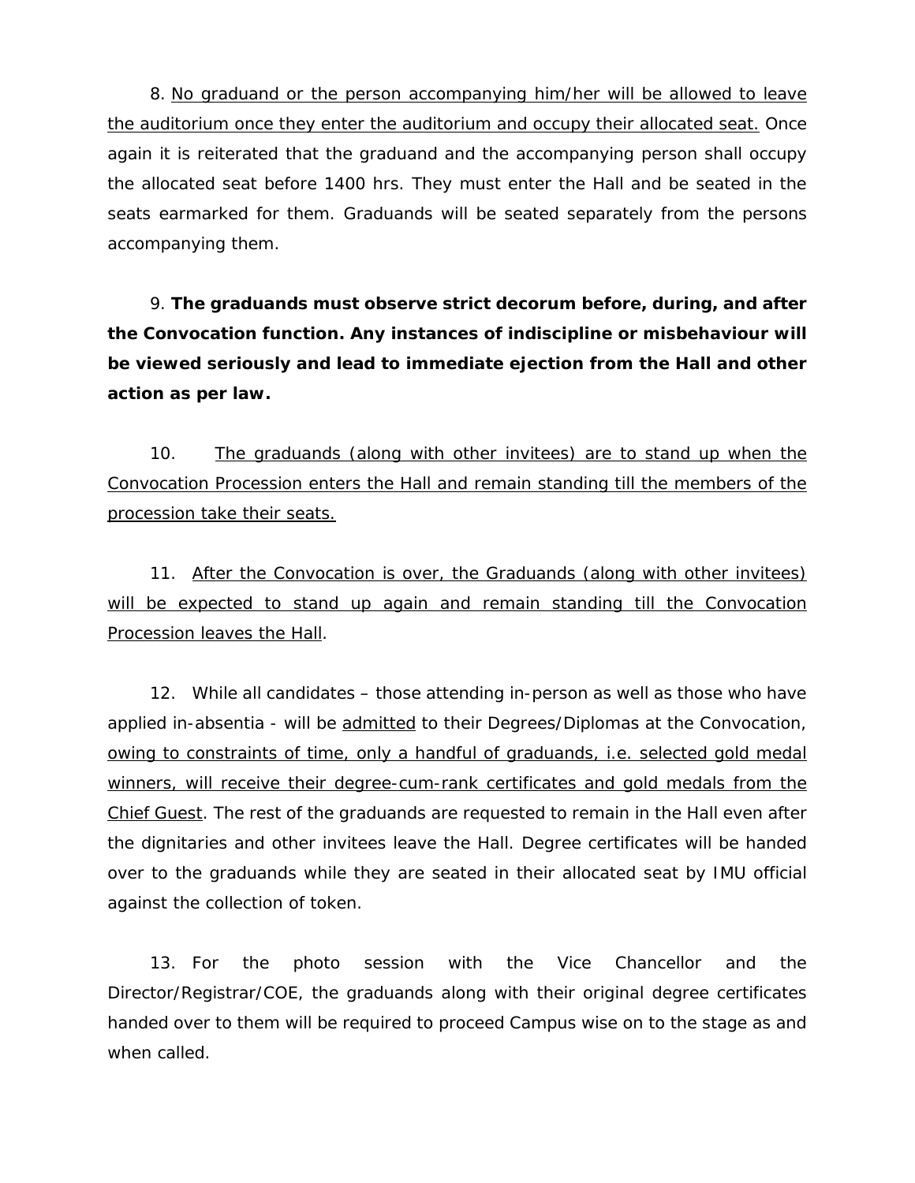8. <u>No graduand or the person accompanying him/her will be allowed to leave the auditorium once they enter the auditorium and occupy their allocated seat.</u> Once again it is reiterated that the graduand and the accompanying person shall occupy the allocated seat before 1400 hrs. They must enter the Hall and be seated in the seats earmarked for them. Graduands will be seated separately from the persons accompanying them.

9. **The graduands must observe strict decorum before, during, and after the Convocation function. Any instances of indiscipline or misbehaviour will be viewed seriously and lead to immediate ejection from the Hall and other action as per law.**

10. <u>The graduands (along with other invitees) are to stand up when the Convocation Procession enters the Hall and remain standing till the members of the procession take their seats.</u>

11. <u>After the Convocation is over, the Graduands (along with other invitees) will be expected to stand up again and remain standing till the Convocation Procession leaves the Hall</u>.

12. While all candidates – those attending in-person as well as those who have applied in-absentia - will be <u>admitted</u> to their Degrees/Diplomas at the Convocation, <u>owing to constraints of time, only a handful of graduands, i.e. selected gold medal winners, will receive their degree-cum-rank certificates and gold medals from the Chief Guest</u>. The rest of the graduands are requested to remain in the Hall even after the dignitaries and other invitees leave the Hall. Degree certificates will be handed over to the graduands while they are seated in their allocated seat by IMU official against the collection of token.

13. For the photo session with the Vice Chancellor and the Director/Registrar/COE, the graduands along with their original degree certificates handed over to them will be required to proceed Campus wise on to the stage as and when called.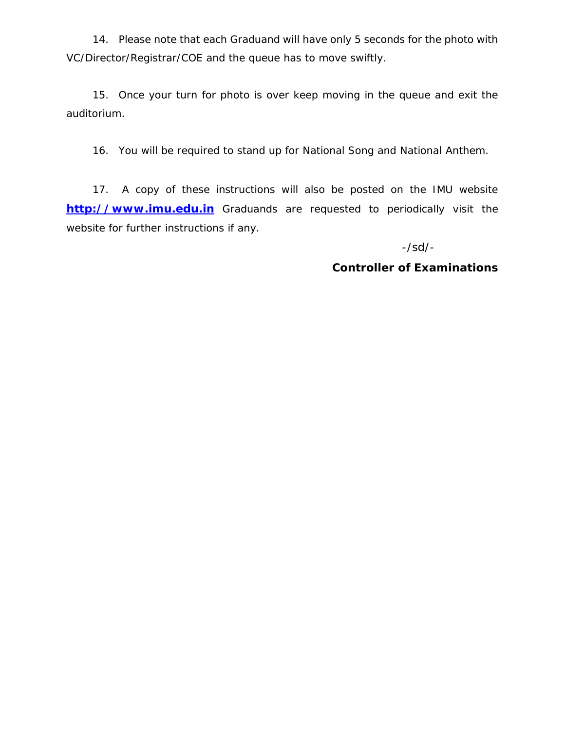14. Please note that each Graduand will have only 5 seconds for the photo with VC/Director/Registrar/COE and the queue has to move swiftly.

15. Once your turn for photo is over keep moving in the queue and exit the auditorium.

16. You will be required to stand up for National Song and National Anthem.

17. A copy of these instructions will also be posted on the IMU website **http://www.imu.edu.in** Graduands are requested to periodically visit the website for further instructions if any.

-/sd/-

**Controller of Examinations**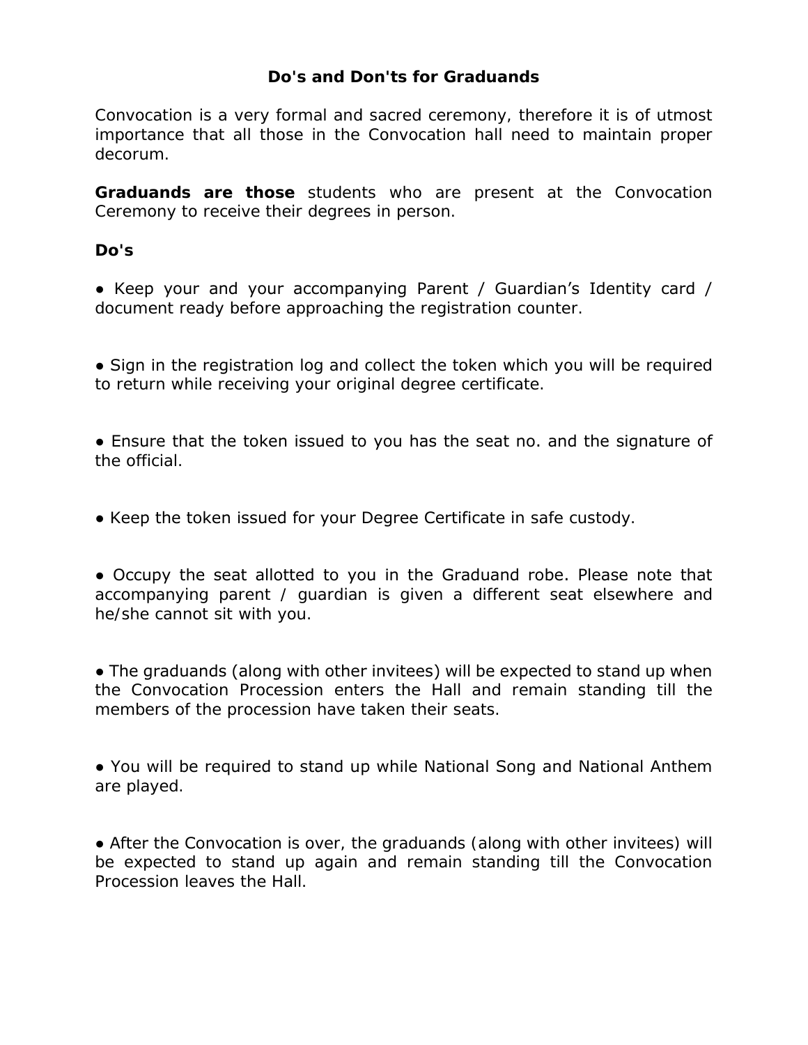# Do's and Don'ts for Graduands

Convocation is a very formal and sacred ceremony, therefore it is of utmost importance that all those in the Convocation hall need to maintain proper decorum.

**Graduands are those** students who are present at the Convocation Ceremony to receive their degrees in person.

**Do's**

● Keep your and your accompanying Parent / Guardian's Identity card / document ready before approaching the registration counter.

● Sign in the registration log and collect the token which you will be required to return while receiving your original degree certificate.

● Ensure that the token issued to you has the seat no. and the signature of the official.

● Keep the token issued for your Degree Certificate in safe custody.

● Occupy the seat allotted to you in the Graduand robe. Please note that accompanying parent / guardian is given a different seat elsewhere and he/she cannot sit with you.

● The graduands (along with other invitees) will be expected to stand up when the Convocation Procession enters the Hall and remain standing till the members of the procession have taken their seats.

● You will be required to stand up while National Song and National Anthem are played.

● After the Convocation is over, the graduands (along with other invitees) will be expected to stand up again and remain standing till the Convocation Procession leaves the Hall.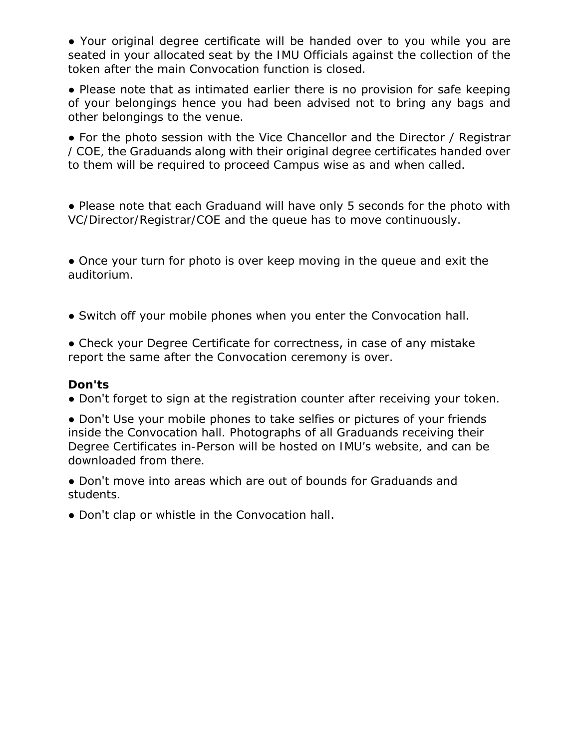- Your original degree certificate will be handed over to you while you are seated in your allocated seat by the IMU Officials against the collection of the token after the main Convocation function is closed.

- Please note that as intimated earlier there is no provision for safe keeping of your belongings hence you had been advised not to bring any bags and other belongings to the venue.

- For the photo session with the Vice Chancellor and the Director / Registrar / COE, the Graduands along with their original degree certificates handed over to them will be required to proceed Campus wise as and when called.

- Please note that each Graduand will have only 5 seconds for the photo with VC/Director/Registrar/COE and the queue has to move continuously.

- Once your turn for photo is over keep moving in the queue and exit the auditorium.

- Switch off your mobile phones when you enter the Convocation hall.

- Check your Degree Certificate for correctness, in case of any mistake report the same after the Convocation ceremony is over.

**Don'ts**

- Don't forget to sign at the registration counter after receiving your token.

- Don't Use your mobile phones to take selfies or pictures of your friends inside the Convocation hall. Photographs of all Graduands receiving their Degree Certificates in-Person will be hosted on IMU’s website, and can be downloaded from there.

- Don't move into areas which are out of bounds for Graduands and students.

- Don't clap or whistle in the Convocation hall.